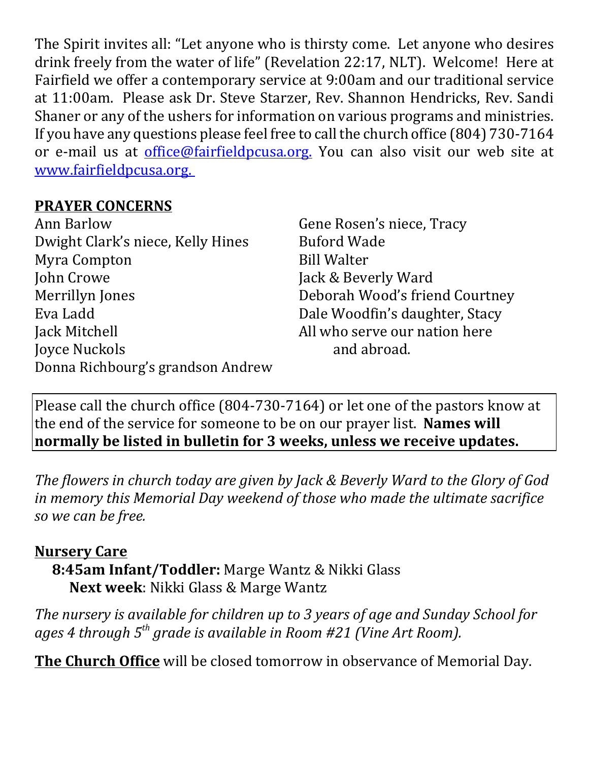The Spirit invites all: "Let anyone who is thirsty come. Let anyone who desires drink freely from the water of life" (Revelation 22:17, NLT). Welcome! Here at Fairfield we offer a contemporary service at 9:00am and our traditional service at 11:00am. Please ask Dr. Steve Starzer, Rev. Shannon Hendricks, Rev. Sandi Shaner or any of the ushers for information on various programs and ministries. If you have any questions please feel free to call the church office (804) 730-7164 or e-mail us at office@fairfieldpcusa.org. You can also visit our web site at www.fairfieldpcusa.org.

**PRAYER CONCERNS**

Ann Barlow
Dwight Clark's niece, Kelly Hines
Myra Compton
John Crowe
Merrillyn Jones
Eva Ladd
Jack Mitchell
Joyce Nuckols
Donna Richbourg's grandson Andrew
Gene Rosen's niece, Tracy
Buford Wade
Bill Walter
Jack & Beverly Ward
Deborah Wood's friend Courtney
Dale Woodfin's daughter, Stacy
All who serve our nation here and abroad.

Please call the church office (804-730-7164) or let one of the pastors know at the end of the service for someone to be on our prayer list. **Names will normally be listed in bulletin for 3 weeks, unless we receive updates.**

*The flowers in church today are given by Jack & Beverly Ward to the Glory of God in memory this Memorial Day weekend of those who made the ultimate sacrifice so we can be free.*

**Nursery Care**

**8:45am Infant/Toddler:** Marge Wantz & Nikki Glass
**Next week**: Nikki Glass & Marge Wantz

*The nursery is available for children up to 3 years of age and Sunday School for ages 4 through 5th grade is available in Room #21 (Vine Art Room).*

**The Church Office** will be closed tomorrow in observance of Memorial Day.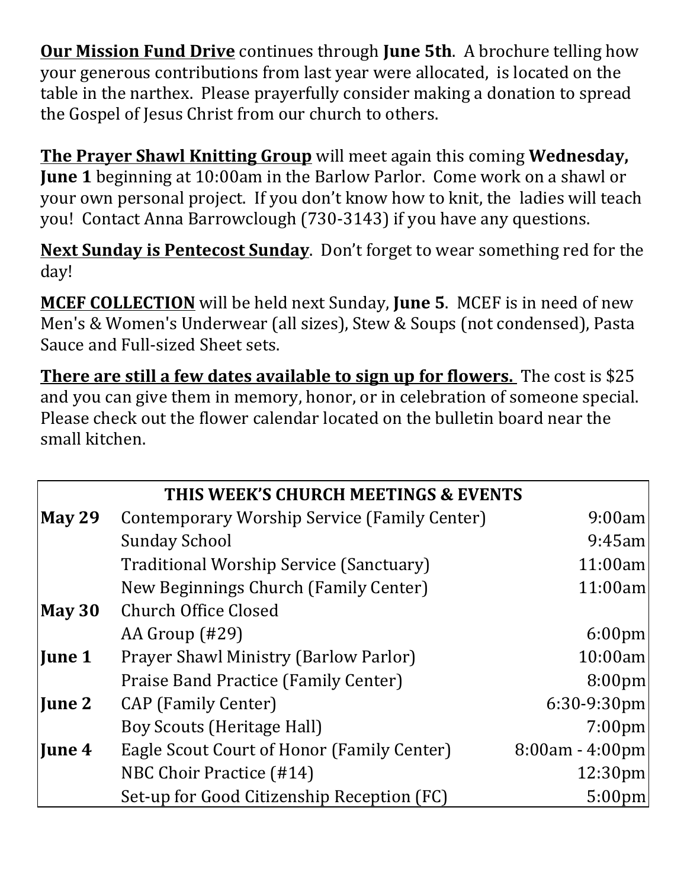**Our Mission Fund Drive** continues through **June 5th**. A brochure telling how your generous contributions from last year were allocated, is located on the table in the narthex. Please prayerfully consider making a donation to spread the Gospel of Jesus Christ from our church to others.

**The Prayer Shawl Knitting Group** will meet again this coming **Wednesday, June 1** beginning at 10:00am in the Barlow Parlor. Come work on a shawl or your own personal project. If you don't know how to knit, the ladies will teach you! Contact Anna Barrowclough (730-3143) if you have any questions.

**Next Sunday is Pentecost Sunday**. Don't forget to wear something red for the day!

**MCEF COLLECTION** will be held next Sunday, **June 5**. MCEF is in need of new Men's & Women's Underwear (all sizes), Stew & Soups (not condensed), Pasta Sauce and Full-sized Sheet sets.

**There are still a few dates available to sign up for flowers.** The cost is $25 and you can give them in memory, honor, or in celebration of someone special. Please check out the flower calendar located on the bulletin board near the small kitchen.

| THIS WEEK'S CHURCH MEETINGS & EVENTS | | |
|---|---|---|
| **May 29** | Contemporary Worship Service (Family Center) | 9:00am |
| | Sunday School | 9:45am |
| | Traditional Worship Service (Sanctuary) | 11:00am |
| | New Beginnings Church (Family Center) | 11:00am |
| **May 30** | Church Office Closed | |
| | AA Group (#29) | 6:00pm |
| **June 1** | Prayer Shawl Ministry (Barlow Parlor) | 10:00am |
| | Praise Band Practice (Family Center) | 8:00pm |
| **June 2** | CAP (Family Center) | 6:30-9:30pm |
| | Boy Scouts (Heritage Hall) | 7:00pm |
| **June 4** | Eagle Scout Court of Honor (Family Center) | 8:00am - 4:00pm |
| | NBC Choir Practice (#14) | 12:30pm |
| | Set-up for Good Citizenship Reception (FC) | 5:00pm |